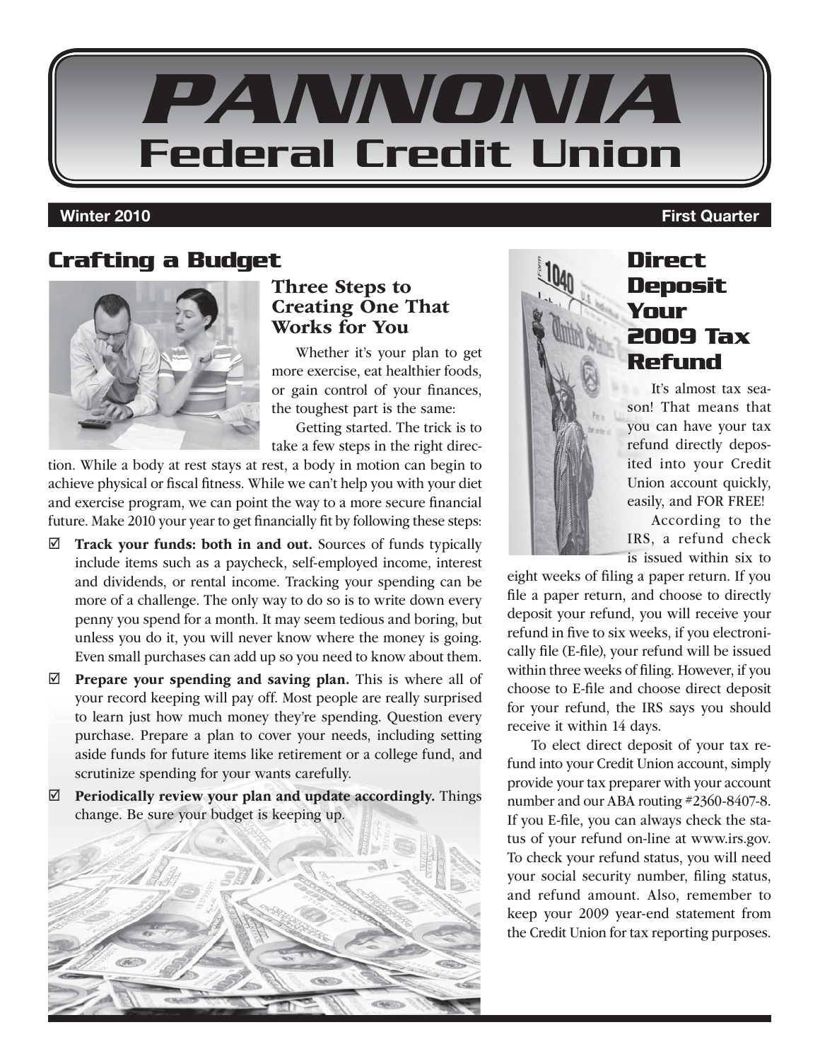# PANNONIA Federal Credit Union

**Winter 2010** **First Quarter**

## Crafting a Budget

### Three Steps to Creating One That Works for You

Whether it's your plan to get more exercise, eat healthier foods, or gain control of your finances, the toughest part is the same:

Getting started. The trick is to take a few steps in the right direction. While a body at rest stays at rest, a body in motion can begin to achieve physical or fiscal fitness. While we can't help you with your diet and exercise program, we can point the way to a more secure financial future. Make 2010 your year to get financially fit by following these steps:

- ☑ **Track your funds: both in and out.** Sources of funds typically include items such as a paycheck, self-employed income, interest and dividends, or rental income. Tracking your spending can be more of a challenge. The only way to do so is to write down every penny you spend for a month. It may seem tedious and boring, but unless you do it, you will never know where the money is going. Even small purchases can add up so you need to know about them.
- ☑ **Prepare your spending and saving plan.** This is where all of your record keeping will pay off. Most people are really surprised to learn just how much money they're spending. Question every purchase. Prepare a plan to cover your needs, including setting aside funds for future items like retirement or a college fund, and scrutinize spending for your wants carefully.
- ☑ **Periodically review your plan and update accordingly.** Things change. Be sure your budget is keeping up.

## Direct Deposit Your 2009 Tax Refund

It's almost tax season! That means that you can have your tax refund directly deposited into your Credit Union account quickly, easily, and FOR FREE!

According to the IRS, a refund check is issued within six to eight weeks of filing a paper return. If you file a paper return, and choose to directly deposit your refund, you will receive your refund in five to six weeks, if you electronically file (E-file), your refund will be issued within three weeks of filing. However, if you choose to E-file and choose direct deposit for your refund, the IRS says you should receive it within 14 days.

To elect direct deposit of your tax refund into your Credit Union account, simply provide your tax preparer with your account number and our ABA routing #2360-8407-8. If you E-file, you can always check the status of your refund on-line at www.irs.gov. To check your refund status, you will need your social security number, filing status, and refund amount. Also, remember to keep your 2009 year-end statement from the Credit Union for tax reporting purposes.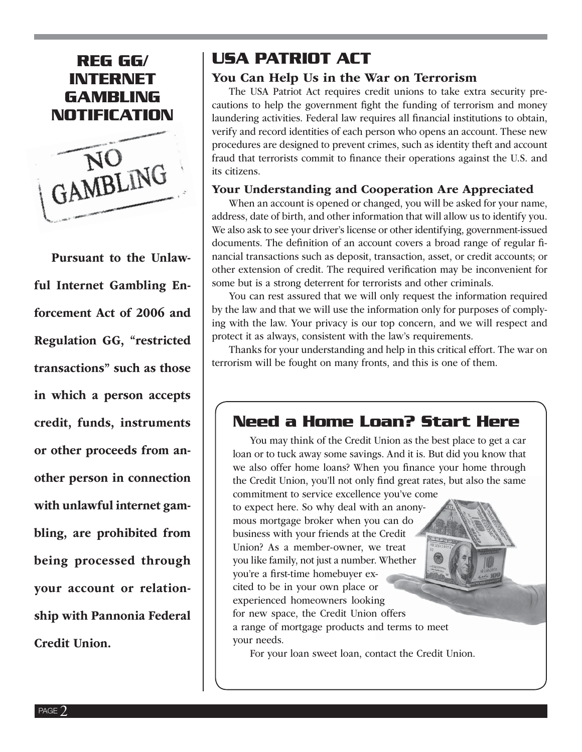## REG GG/ INTERNET GAMBLING NOTIFICATION

NO GAMBLING

**Pursuant to the Unlawful Internet Gambling Enforcement Act of 2006 and Regulation GG, "restricted transactions" such as those in which a person accepts credit, funds, instruments or other proceeds from another person in connection with unlawful internet gambling, are prohibited from being processed through your account or relationship with Pannonia Federal Credit Union.**

## USA PATRIOT ACT

### You Can Help Us in the War on Terrorism

The USA Patriot Act requires credit unions to take extra security precautions to help the government fight the funding of terrorism and money laundering activities. Federal law requires all financial institutions to obtain, verify and record identities of each person who opens an account. These new procedures are designed to prevent crimes, such as identity theft and account fraud that terrorists commit to finance their operations against the U.S. and its citizens.

### Your Understanding and Cooperation Are Appreciated

When an account is opened or changed, you will be asked for your name, address, date of birth, and other information that will allow us to identify you. We also ask to see your driver's license or other identifying, government-issued documents. The definition of an account covers a broad range of regular financial transactions such as deposit, transaction, asset, or credit accounts; or other extension of credit. The required verification may be inconvenient for some but is a strong deterrent for terrorists and other criminals.

You can rest assured that we will only request the information required by the law and that we will use the information only for purposes of complying with the law. Your privacy is our top concern, and we will respect and protect it as always, consistent with the law's requirements.

Thanks for your understanding and help in this critical effort. The war on terrorism will be fought on many fronts, and this is one of them.

## Need a Home Loan? Start Here

You may think of the Credit Union as the best place to get a car loan or to tuck away some savings. And it is. But did you know that we also offer home loans? When you finance your home through the Credit Union, you'll not only find great rates, but also the same commitment to service excellence you've come to expect here. So why deal with an anonymous mortgage broker when you can do business with your friends at the Credit Union? As a member-owner, we treat you like family, not just a number. Whether you're a first-time homebuyer excited to be in your own place or experienced homeowners looking for new space, the Credit Union offers a range of mortgage products and terms to meet your needs.

For your loan sweet loan, contact the Credit Union.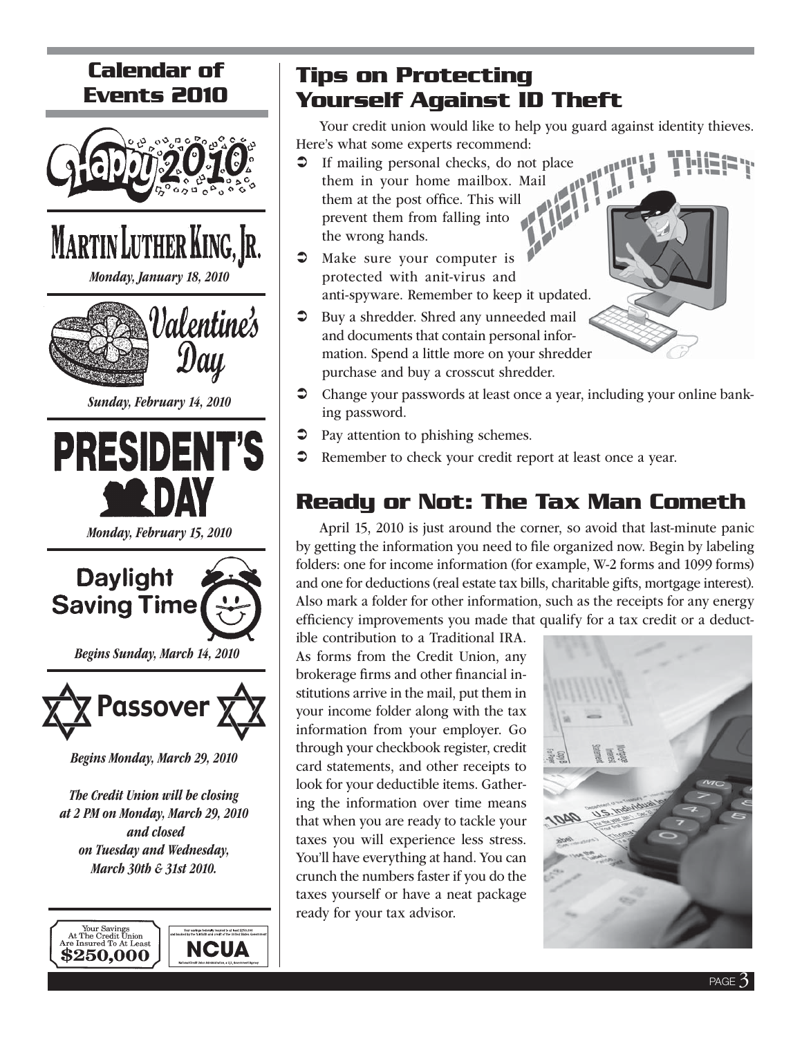## Calendar of Events 2010

**Happy 2010**

**Martin Luther King, Jr.**

*Monday, January 18, 2010*

**Valentine's Day**

*Sunday, February 14, 2010*

**President's Day**

*Monday, February 15, 2010*

**Daylight Saving Time**

*Begins Sunday, March 14, 2010*

**Passover**

*Begins Monday, March 29, 2010*

*The Credit Union will be closing at 2 PM on Monday, March 29, 2010 and closed on Tuesday and Wednesday, March 30th & 31st 2010.*

Your Savings At The Credit Union Are Insured To At Least **$250,000**

Your savings federally insured to at least $250,000 and backed by the full faith and credit of the United States Government

**NCUA**

National Credit Union Administration, a U.S. Government Agency

## Tips on Protecting Yourself Against ID Theft

Your credit union would like to help you guard against identity thieves. Here's what some experts recommend:

- If mailing personal checks, do not place them in your home mailbox. Mail them at the post office. This will prevent them from falling into the wrong hands.
- Make sure your computer is protected with anit-virus and anti-spyware. Remember to keep it updated.
- Buy a shredder. Shred any unneeded mail and documents that contain personal information. Spend a little more on your shredder purchase and buy a crosscut shredder.
- Change your passwords at least once a year, including your online banking password.
- Pay attention to phishing schemes.
- Remember to check your credit report at least once a year.

## Ready or Not: The Tax Man Cometh

April 15, 2010 is just around the corner, so avoid that last-minute panic by getting the information you need to file organized now. Begin by labeling folders: one for income information (for example, W-2 forms and 1099 forms) and one for deductions (real estate tax bills, charitable gifts, mortgage interest). Also mark a folder for other information, such as the receipts for any energy efficiency improvements you made that qualify for a tax credit or a deductible contribution to a Traditional IRA. As forms from the Credit Union, any brokerage firms and other financial institutions arrive in the mail, put them in your income folder along with the tax information from your employer. Go through your checkbook register, credit card statements, and other receipts to look for your deductible items. Gathering the information over time means that when you are ready to tackle your taxes you will experience less stress. You'll have everything at hand. You can crunch the numbers faster if you do the taxes yourself or have a neat package ready for your tax advisor.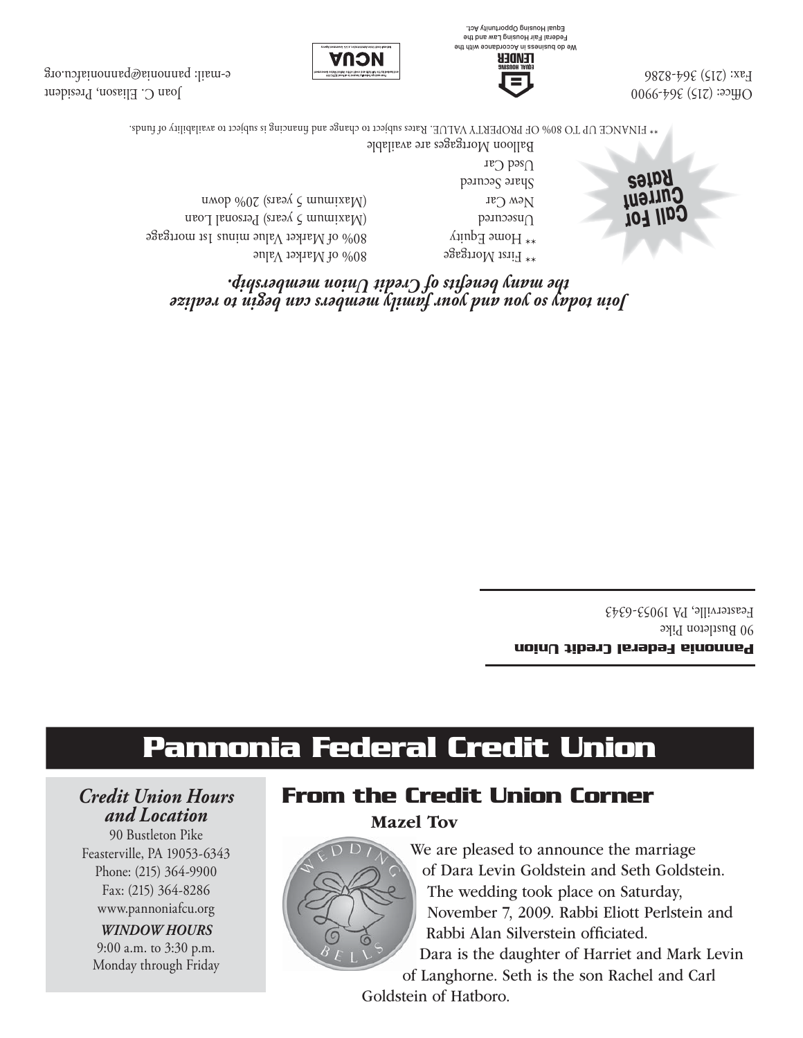**Join today so you and your family members can begin to realize the many benefits of Credit Union membership.**

**Call For Current Rates**

| | |
|---|---|
| ** First Mortgage | 80% of Market Value |
| ** Home Equity | 80% of Market Value minus 1st mortgage |
| Unsecured | (Maximum 5 years) Personal Loan |
| New Car | (Maximum 5 years) 20% down |
| Share Secured | |
| Used Car | |
| Balloon Mortgages are available | |

** FINANCE UP TO 80% OF PROPERTY VALUE. Rates subject to change and financing is subject to availability of funds.

Office: (215) 364-9900
Fax: (215) 364-8286

EQUAL HOUSING LENDER
We do business in Accordance with the Federal Fair Housing Law and the Equal Housing Opportunity Act.

NCUA

Joan C. Eliason, President
e-mail: pannonia@pannoniafcu.org

**Pannonia Federal Credit Union**
90 Bustleton Pike
Feasterville, PA 19053-6343

# Pannonia Federal Credit Union

*Credit Union Hours and Location*
90 Bustleton Pike
Feasterville, PA 19053-6343
Phone: (215) 364-9900
Fax: (215) 364-8286
www.pannoniafcu.org

***WINDOW HOURS***
9:00 a.m. to 3:30 p.m.
Monday through Friday

## From the Credit Union Corner

### Mazel Tov

We are pleased to announce the marriage of Dara Levin Goldstein and Seth Goldstein. The wedding took place on Saturday, November 7, 2009. Rabbi Eliott Perlstein and Rabbi Alan Silverstein officiated.

Dara is the daughter of Harriet and Mark Levin of Langhorne. Seth is the son Rachel and Carl Goldstein of Hatboro.